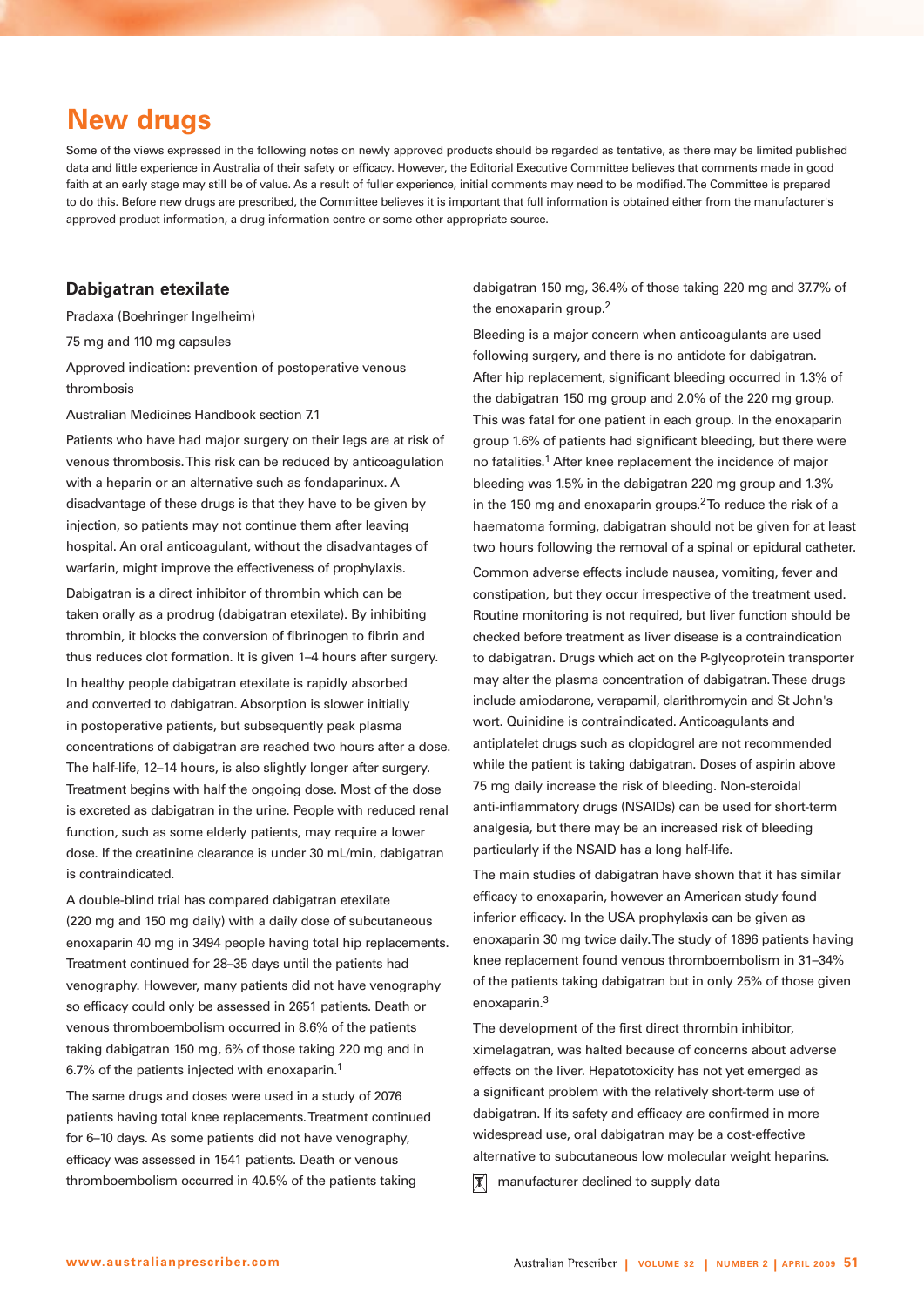# New drugs

Some of the views expressed in the following notes on newly approved products should be regarded as tentative, as there may be limited published data and little experience in Australia of their safety or efficacy. However, the Editorial Executive Committee believes that comments made in good faith at an early stage may still be of value. As a result of fuller experience, initial comments may need to be modified. The Committee is prepared to do this. Before new drugs are prescribed, the Committee believes it is important that full information is obtained either from the manufacturer's approved product information, a drug information centre or some other appropriate source.

## Dabigatran etexilate

Pradaxa (Boehringer Ingelheim)

75 mg and 110 mg capsules

Approved indication: prevention of postoperative venous thrombosis

Australian Medicines Handbook section 7.1

Patients who have had major surgery on their legs are at risk of venous thrombosis. This risk can be reduced by anticoagulation with a heparin or an alternative such as fondaparinux. A disadvantage of these drugs is that they have to be given by injection, so patients may not continue them after leaving hospital. An oral anticoagulant, without the disadvantages of warfarin, might improve the effectiveness of prophylaxis.

Dabigatran is a direct inhibitor of thrombin which can be taken orally as a prodrug (dabigatran etexilate). By inhibiting thrombin, it blocks the conversion of fibrinogen to fibrin and thus reduces clot formation. It is given 1–4 hours after surgery.

In healthy people dabigatran etexilate is rapidly absorbed and converted to dabigatran. Absorption is slower initially in postoperative patients, but subsequently peak plasma concentrations of dabigatran are reached two hours after a dose. The half-life, 12–14 hours, is also slightly longer after surgery. Treatment begins with half the ongoing dose. Most of the dose is excreted as dabigatran in the urine. People with reduced renal function, such as some elderly patients, may require a lower dose. If the creatinine clearance is under 30 mL/min, dabigatran is contraindicated.

A double-blind trial has compared dabigatran etexilate (220 mg and 150 mg daily) with a daily dose of subcutaneous enoxaparin 40 mg in 3494 people having total hip replacements. Treatment continued for 28–35 days until the patients had venography. However, many patients did not have venography so efficacy could only be assessed in 2651 patients. Death or venous thromboembolism occurred in 8.6% of the patients taking dabigatran 150 mg, 6% of those taking 220 mg and in 6.7% of the patients injected with enoxaparin.[1]

The same drugs and doses were used in a study of 2076 patients having total knee replacements. Treatment continued for 6–10 days. As some patients did not have venography, efficacy was assessed in 1541 patients. Death or venous thromboembolism occurred in 40.5% of the patients taking dabigatran 150 mg, 36.4% of those taking 220 mg and 37.7% of the enoxaparin group.[2]

Bleeding is a major concern when anticoagulants are used following surgery, and there is no antidote for dabigatran. After hip replacement, significant bleeding occurred in 1.3% of the dabigatran 150 mg group and 2.0% of the 220 mg group. This was fatal for one patient in each group. In the enoxaparin group 1.6% of patients had significant bleeding, but there were no fatalities.[1] After knee replacement the incidence of major bleeding was 1.5% in the dabigatran 220 mg group and 1.3% in the 150 mg and enoxaparin groups.[2] To reduce the risk of a haematoma forming, dabigatran should not be given for at least two hours following the removal of a spinal or epidural catheter.

Common adverse effects include nausea, vomiting, fever and constipation, but they occur irrespective of the treatment used. Routine monitoring is not required, but liver function should be checked before treatment as liver disease is a contraindication to dabigatran. Drugs which act on the P-glycoprotein transporter may alter the plasma concentration of dabigatran. These drugs include amiodarone, verapamil, clarithromycin and St John's wort. Quinidine is contraindicated. Anticoagulants and antiplatelet drugs such as clopidogrel are not recommended while the patient is taking dabigatran. Doses of aspirin above 75 mg daily increase the risk of bleeding. Non-steroidal anti-inflammatory drugs (NSAIDs) can be used for short-term analgesia, but there may be an increased risk of bleeding particularly if the NSAID has a long half-life.

The main studies of dabigatran have shown that it has similar efficacy to enoxaparin, however an American study found inferior efficacy. In the USA prophylaxis can be given as enoxaparin 30 mg twice daily. The study of 1896 patients having knee replacement found venous thromboembolism in 31–34% of the patients taking dabigatran but in only 25% of those given enoxaparin.[3]

The development of the first direct thrombin inhibitor, ximelagatran, was halted because of concerns about adverse effects on the liver. Hepatotoxicity has not yet emerged as a significant problem with the relatively short-term use of dabigatran. If its safety and efficacy are confirmed in more widespread use, oral dabigatran may be a cost-effective alternative to subcutaneous low molecular weight heparins.

manufacturer declined to supply data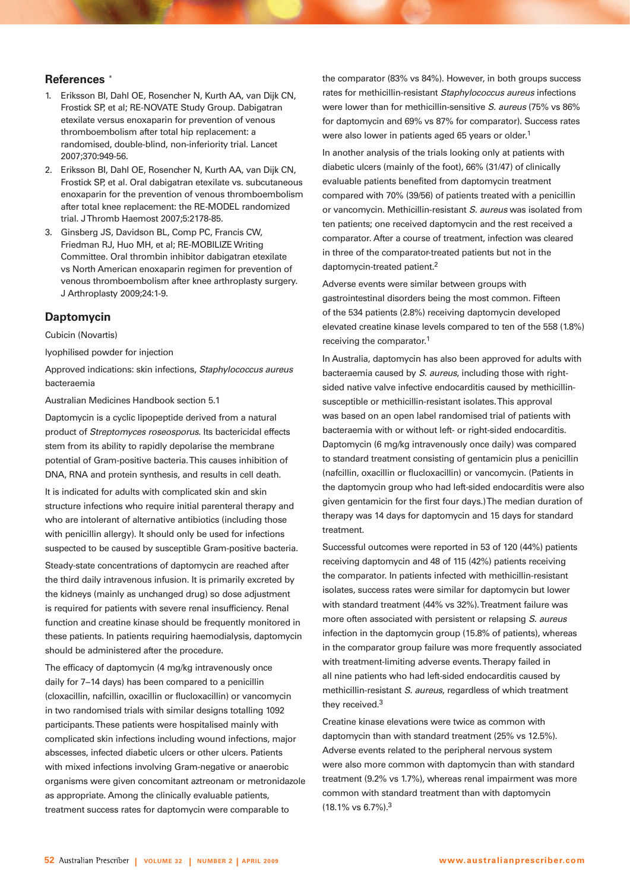## References *

1. Eriksson BI, Dahl OE, Rosencher N, Kurth AA, van Dijk CN, Frostick SP, et al; RE-NOVATE Study Group. Dabigatran etexilate versus enoxaparin for prevention of venous thromboembolism after total hip replacement: a randomised, double-blind, non-inferiority trial. Lancet 2007;370:949-56.
2. Eriksson BI, Dahl OE, Rosencher N, Kurth AA, van Dijk CN, Frostick SP, et al. Oral dabigatran etexilate vs. subcutaneous enoxaparin for the prevention of venous thromboembolism after total knee replacement: the RE-MODEL randomized trial. J Thromb Haemost 2007;5:2178-85.
3. Ginsberg JS, Davidson BL, Comp PC, Francis CW, Friedman RJ, Huo MH, et al; RE-MOBILIZE Writing Committee. Oral thrombin inhibitor dabigatran etexilate vs North American enoxaparin regimen for prevention of venous thromboembolism after knee arthroplasty surgery. J Arthroplasty 2009;24:1-9.

## Daptomycin

Cubicin (Novartis)

lyophilised powder for injection

Approved indications: skin infections, *Staphylococcus aureus* bacteraemia

Australian Medicines Handbook section 5.1

Daptomycin is a cyclic lipopeptide derived from a natural product of *Streptomyces roseosporus*. Its bactericidal effects stem from its ability to rapidly depolarise the membrane potential of Gram-positive bacteria. This causes inhibition of DNA, RNA and protein synthesis, and results in cell death.

It is indicated for adults with complicated skin and skin structure infections who require initial parenteral therapy and who are intolerant of alternative antibiotics (including those with penicillin allergy). It should only be used for infections suspected to be caused by susceptible Gram-positive bacteria.

Steady-state concentrations of daptomycin are reached after the third daily intravenous infusion. It is primarily excreted by the kidneys (mainly as unchanged drug) so dose adjustment is required for patients with severe renal insufficiency. Renal function and creatine kinase should be frequently monitored in these patients. In patients requiring haemodialysis, daptomycin should be administered after the procedure.

The efficacy of daptomycin (4 mg/kg intravenously once daily for 7–14 days) has been compared to a penicillin (cloxacillin, nafcillin, oxacillin or flucloxacillin) or vancomycin in two randomised trials with similar designs totalling 1092 participants. These patients were hospitalised mainly with complicated skin infections including wound infections, major abscesses, infected diabetic ulcers or other ulcers. Patients with mixed infections involving Gram-negative or anaerobic organisms were given concomitant aztreonam or metronidazole as appropriate. Among the clinically evaluable patients, treatment success rates for daptomycin were comparable to the comparator (83% vs 84%). However, in both groups success rates for methicillin-resistant *Staphylococcus aureus* infections were lower than for methicillin-sensitive *S. aureus* (75% vs 86% for daptomycin and 69% vs 87% for comparator). Success rates were also lower in patients aged 65 years or older.[1]

In another analysis of the trials looking only at patients with diabetic ulcers (mainly of the foot), 66% (31/47) of clinically evaluable patients benefited from daptomycin treatment compared with 70% (39/56) of patients treated with a penicillin or vancomycin. Methicillin-resistant *S. aureus* was isolated from ten patients; one received daptomycin and the rest received a comparator. After a course of treatment, infection was cleared in three of the comparator-treated patients but not in the daptomycin-treated patient.[2]

Adverse events were similar between groups with gastrointestinal disorders being the most common. Fifteen of the 534 patients (2.8%) receiving daptomycin developed elevated creatine kinase levels compared to ten of the 558 (1.8%) receiving the comparator.[1]

In Australia, daptomycin has also been approved for adults with bacteraemia caused by *S. aureus*, including those with right-sided native valve infective endocarditis caused by methicillin-susceptible or methicillin-resistant isolates. This approval was based on an open label randomised trial of patients with bacteraemia with or without left- or right-sided endocarditis. Daptomycin (6 mg/kg intravenously once daily) was compared to standard treatment consisting of gentamicin plus a penicillin (nafcillin, oxacillin or flucloxacillin) or vancomycin. (Patients in the daptomycin group who had left-sided endocarditis were also given gentamicin for the first four days.) The median duration of therapy was 14 days for daptomycin and 15 days for standard treatment.

Successful outcomes were reported in 53 of 120 (44%) patients receiving daptomycin and 48 of 115 (42%) patients receiving the comparator. In patients infected with methicillin-resistant isolates, success rates were similar for daptomycin but lower with standard treatment (44% vs 32%). Treatment failure was more often associated with persistent or relapsing *S. aureus* infection in the daptomycin group (15.8% of patients), whereas in the comparator group failure was more frequently associated with treatment-limiting adverse events. Therapy failed in all nine patients who had left-sided endocarditis caused by methicillin-resistant *S. aureus*, regardless of which treatment they received.[3]

Creatine kinase elevations were twice as common with daptomycin than with standard treatment (25% vs 12.5%). Adverse events related to the peripheral nervous system were also more common with daptomycin than with standard treatment (9.2% vs 1.7%), whereas renal impairment was more common with standard treatment than with daptomycin (18.1% vs 6.7%).[3]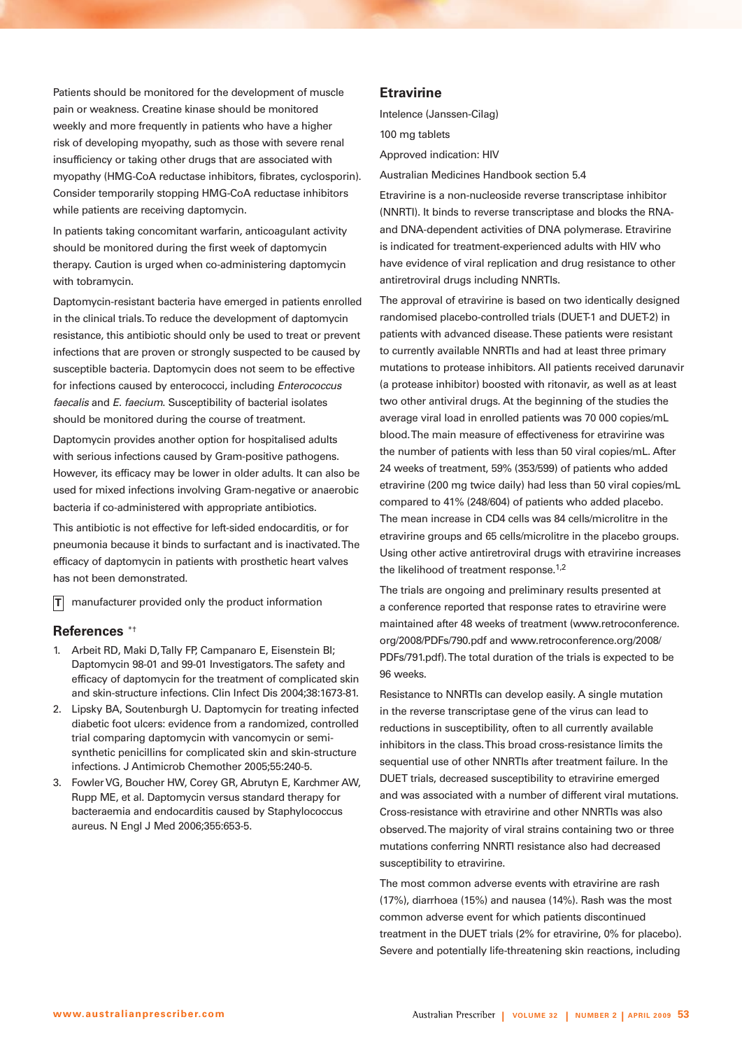Patients should be monitored for the development of muscle pain or weakness. Creatine kinase should be monitored weekly and more frequently in patients who have a higher risk of developing myopathy, such as those with severe renal insufficiency or taking other drugs that are associated with myopathy (HMG-CoA reductase inhibitors, fibrates, cyclosporin). Consider temporarily stopping HMG-CoA reductase inhibitors while patients are receiving daptomycin.

In patients taking concomitant warfarin, anticoagulant activity should be monitored during the first week of daptomycin therapy. Caution is urged when co-administering daptomycin with tobramycin.

Daptomycin-resistant bacteria have emerged in patients enrolled in the clinical trials. To reduce the development of daptomycin resistance, this antibiotic should only be used to treat or prevent infections that are proven or strongly suspected to be caused by susceptible bacteria. Daptomycin does not seem to be effective for infections caused by enterococci, including *Enterococcus faecalis* and *E. faecium*. Susceptibility of bacterial isolates should be monitored during the course of treatment.

Daptomycin provides another option for hospitalised adults with serious infections caused by Gram-positive pathogens. However, its efficacy may be lower in older adults. It can also be used for mixed infections involving Gram-negative or anaerobic bacteria if co-administered with appropriate antibiotics.

This antibiotic is not effective for left-sided endocarditis, or for pneumonia because it binds to surfactant and is inactivated. The efficacy of daptomycin in patients with prosthetic heart valves has not been demonstrated.

**T** manufacturer provided only the product information

## References *†

1. Arbeit RD, Maki D, Tally FP, Campanaro E, Eisenstein BI; Daptomycin 98-01 and 99-01 Investigators. The safety and efficacy of daptomycin for the treatment of complicated skin and skin-structure infections. Clin Infect Dis 2004;38:1673-81.
2. Lipsky BA, Soutenburgh U. Daptomycin for treating infected diabetic foot ulcers: evidence from a randomized, controlled trial comparing daptomycin with vancomycin or semi-synthetic penicillins for complicated skin and skin-structure infections. J Antimicrob Chemother 2005;55:240-5.
3. Fowler VG, Boucher HW, Corey GR, Abrutyn E, Karchmer AW, Rupp ME, et al. Daptomycin versus standard therapy for bacteraemia and endocarditis caused by Staphylococcus aureus. N Engl J Med 2006;355:653-5.

## Etravirine

Intelence (Janssen-Cilag)

100 mg tablets

Approved indication: HIV

Australian Medicines Handbook section 5.4

Etravirine is a non-nucleoside reverse transcriptase inhibitor (NNRTI). It binds to reverse transcriptase and blocks the RNA- and DNA-dependent activities of DNA polymerase. Etravirine is indicated for treatment-experienced adults with HIV who have evidence of viral replication and drug resistance to other antiretroviral drugs including NNRTIs.

The approval of etravirine is based on two identically designed randomised placebo-controlled trials (DUET-1 and DUET-2) in patients with advanced disease. These patients were resistant to currently available NNRTIs and had at least three primary mutations to protease inhibitors. All patients received darunavir (a protease inhibitor) boosted with ritonavir, as well as at least two other antiviral drugs. At the beginning of the studies the average viral load in enrolled patients was 70 000 copies/mL blood. The main measure of effectiveness for etravirine was the number of patients with less than 50 viral copies/mL. After 24 weeks of treatment, 59% (353/599) of patients who added etravirine (200 mg twice daily) had less than 50 viral copies/mL compared to 41% (248/604) of patients who added placebo. The mean increase in CD4 cells was 84 cells/microlitre in the etravirine groups and 65 cells/microlitre in the placebo groups. Using other active antiretroviral drugs with etravirine increases the likelihood of treatment response.[1,2]

The trials are ongoing and preliminary results presented at a conference reported that response rates to etravirine were maintained after 48 weeks of treatment (www.retroconference.org/2008/PDFs/790.pdf and www.retroconference.org/2008/PDFs/791.pdf). The total duration of the trials is expected to be 96 weeks.

Resistance to NNRTIs can develop easily. A single mutation in the reverse transcriptase gene of the virus can lead to reductions in susceptibility, often to all currently available inhibitors in the class. This broad cross-resistance limits the sequential use of other NNRTIs after treatment failure. In the DUET trials, decreased susceptibility to etravirine emerged and was associated with a number of different viral mutations. Cross-resistance with etravirine and other NNRTIs was also observed. The majority of viral strains containing two or three mutations conferring NNRTI resistance also had decreased susceptibility to etravirine.

The most common adverse events with etravirine are rash (17%), diarrhoea (15%) and nausea (14%). Rash was the most common adverse event for which patients discontinued treatment in the DUET trials (2% for etravirine, 0% for placebo). Severe and potentially life-threatening skin reactions, including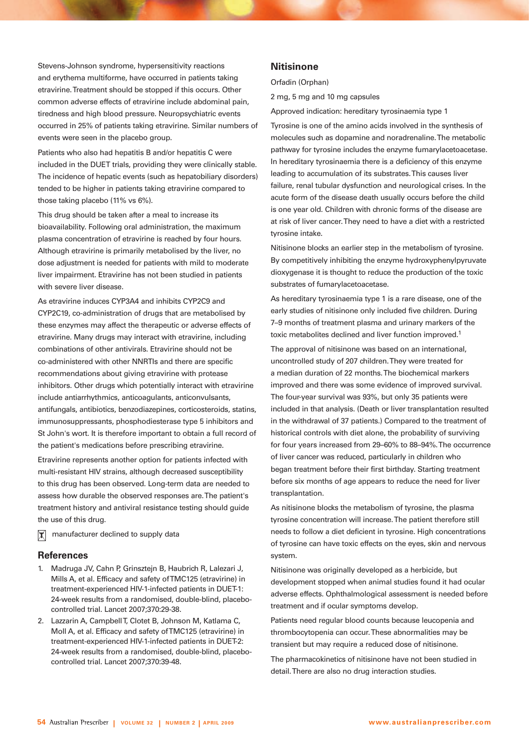Stevens-Johnson syndrome, hypersensitivity reactions and erythema multiforme, have occurred in patients taking etravirine. Treatment should be stopped if this occurs. Other common adverse effects of etravirine include abdominal pain, tiredness and high blood pressure. Neuropsychiatric events occurred in 25% of patients taking etravirine. Similar numbers of events were seen in the placebo group.

Patients who also had hepatitis B and/or hepatitis C were included in the DUET trials, providing they were clinically stable. The incidence of hepatic events (such as hepatobiliary disorders) tended to be higher in patients taking etravirine compared to those taking placebo (11% vs 6%).

This drug should be taken after a meal to increase its bioavailability. Following oral administration, the maximum plasma concentration of etravirine is reached by four hours. Although etravirine is primarily metabolised by the liver, no dose adjustment is needed for patients with mild to moderate liver impairment. Etravirine has not been studied in patients with severe liver disease.

As etravirine induces CYP3A4 and inhibits CYP2C9 and CYP2C19, co-administration of drugs that are metabolised by these enzymes may affect the therapeutic or adverse effects of etravirine. Many drugs may interact with etravirine, including combinations of other antivirals. Etravirine should not be co-administered with other NNRTIs and there are specific recommendations about giving etravirine with protease inhibitors. Other drugs which potentially interact with etravirine include antiarrhythmics, anticoagulants, anticonvulsants, antifungals, antibiotics, benzodiazepines, corticosteroids, statins, immunosuppressants, phosphodiesterase type 5 inhibitors and St John's wort. It is therefore important to obtain a full record of the patient's medications before prescribing etravirine.

Etravirine represents another option for patients infected with multi-resistant HIV strains, although decreased susceptibility to this drug has been observed. Long-term data are needed to assess how durable the observed responses are. The patient's treatment history and antiviral resistance testing should guide the use of this drug.

manufacturer declined to supply data

## References

1. Madruga JV, Cahn P, Grinsztejn B, Haubrich R, Lalezari J, Mills A, et al. Efficacy and safety of TMC125 (etravirine) in treatment-experienced HIV-1-infected patients in DUET-1: 24-week results from a randomised, double-blind, placebo-controlled trial. Lancet 2007;370:29-38.
2. Lazzarin A, Campbell T, Clotet B, Johnson M, Katlama C, Moll A, et al. Efficacy and safety of TMC125 (etravirine) in treatment-experienced HIV-1-infected patients in DUET-2: 24-week results from a randomised, double-blind, placebo-controlled trial. Lancet 2007;370:39-48.

## Nitisinone

Orfadin (Orphan)

2 mg, 5 mg and 10 mg capsules

Approved indication: hereditary tyrosinaemia type 1

Tyrosine is one of the amino acids involved in the synthesis of molecules such as dopamine and noradrenaline. The metabolic pathway for tyrosine includes the enzyme fumarylacetoacetase. In hereditary tyrosinaemia there is a deficiency of this enzyme leading to accumulation of its substrates. This causes liver failure, renal tubular dysfunction and neurological crises. In the acute form of the disease death usually occurs before the child is one year old. Children with chronic forms of the disease are at risk of liver cancer. They need to have a diet with a restricted tyrosine intake.

Nitisinone blocks an earlier step in the metabolism of tyrosine. By competitively inhibiting the enzyme hydroxyphenylpyruvate dioxygenase it is thought to reduce the production of the toxic substrates of fumarylacetoacetase.

As hereditary tyrosinaemia type 1 is a rare disease, one of the early studies of nitisinone only included five children. During 7–9 months of treatment plasma and urinary markers of the toxic metabolites declined and liver function improved.[1]

The approval of nitisinone was based on an international, uncontrolled study of 207 children. They were treated for a median duration of 22 months. The biochemical markers improved and there was some evidence of improved survival. The four-year survival was 93%, but only 35 patients were included in that analysis. (Death or liver transplantation resulted in the withdrawal of 37 patients.) Compared to the treatment of historical controls with diet alone, the probability of surviving for four years increased from 29–60% to 88–94%. The occurrence of liver cancer was reduced, particularly in children who began treatment before their first birthday. Starting treatment before six months of age appears to reduce the need for liver transplantation.

As nitisinone blocks the metabolism of tyrosine, the plasma tyrosine concentration will increase. The patient therefore still needs to follow a diet deficient in tyrosine. High concentrations of tyrosine can have toxic effects on the eyes, skin and nervous system.

Nitisinone was originally developed as a herbicide, but development stopped when animal studies found it had ocular adverse effects. Ophthalmological assessment is needed before treatment and if ocular symptoms develop.

Patients need regular blood counts because leucopenia and thrombocytopenia can occur. These abnormalities may be transient but may require a reduced dose of nitisinone.

The pharmacokinetics of nitisinone have not been studied in detail. There are also no drug interaction studies.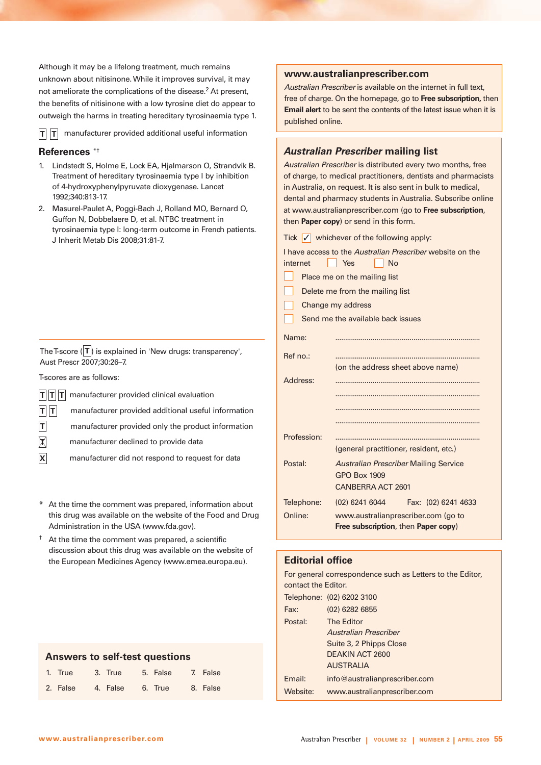Although it may be a lifelong treatment, much remains unknown about nitisinone. While it improves survival, it may not ameliorate the complications of the disease.[2] At present, the benefits of nitisinone with a low tyrosine diet do appear to outweigh the harms in treating hereditary tyrosinaemia type 1.

T T manufacturer provided additional useful information

## References *†

1. Lindstedt S, Holme E, Lock EA, Hjalmarson O, Strandvik B. Treatment of hereditary tyrosinaemia type I by inhibition of 4-hydroxyphenylpyruvate dioxygenase. Lancet 1992;340:813-17.
2. Masurel-Paulet A, Poggi-Bach J, Rolland MO, Bernard O, Guffon N, Dobbelaere D, et al. NTBC treatment in tyrosinaemia type I: long-term outcome in French patients. J Inherit Metab Dis 2008;31:81-7.

---

The T-score (T) is explained in 'New drugs: transparency', Aust Prescr 2007;30:26–7.

T-scores are as follows:

- T T T manufacturer provided clinical evaluation
- T T manufacturer provided additional useful information
- T manufacturer provided only the product information
- T̶ manufacturer declined to provide data
- X manufacturer did not respond to request for data

\* At the time the comment was prepared, information about this drug was available on the website of the Food and Drug Administration in the USA (www.fda.gov).

† At the time the comment was prepared, a scientific discussion about this drug was available on the website of the European Medicines Agency (www.emea.europa.eu).

## Answers to self-test questions

1. True
2. False
3. True
4. False
5. False
6. True
7. False
8. False

## www.australianprescriber.com

*Australian Prescriber* is available on the internet in full text, free of charge. On the homepage, go to **Free subscription,** then **Email alert** to be sent the contents of the latest issue when it is published online.

## *Australian Prescriber* mailing list

*Australian Prescriber* is distributed every two months, free of charge, to medical practitioners, dentists and pharmacists in Australia, on request. It is also sent in bulk to medical, dental and pharmacy students in Australia. Subscribe online at www.australianprescriber.com (go to **Free subscription**, then **Paper copy**) or send in this form.

Tick ✓ whichever of the following apply:

I have access to the *Australian Prescriber* website on the internet ☐ Yes ☐ No

- ☐ Place me on the mailing list
- ☐ Delete me from the mailing list
- ☐ Change my address
- ☐ Send me the available back issues

Name: ..........................................................................

Ref no.: ..........................................................................
(on the address sheet above name)

Address: ..........................................................................
..........................................................................
..........................................................................
..........................................................................

Profession: ..........................................................................
(general practitioner, resident, etc.)

Postal: *Australian Prescriber* Mailing Service
GPO Box 1909
CANBERRA ACT 2601

Telephone: (02) 6241 6044 Fax: (02) 6241 4633

Online: www.australianprescriber.com (go to **Free subscription**, then **Paper copy**)

## Editorial office

For general correspondence such as Letters to the Editor, contact the Editor.

Telephone: (02) 6202 3100

Fax: (02) 6282 6855

Postal: The Editor
*Australian Prescriber*
Suite 3, 2 Phipps Close
DEAKIN ACT 2600
AUSTRALIA

Email: info@australianprescriber.com

Website: www.australianprescriber.com